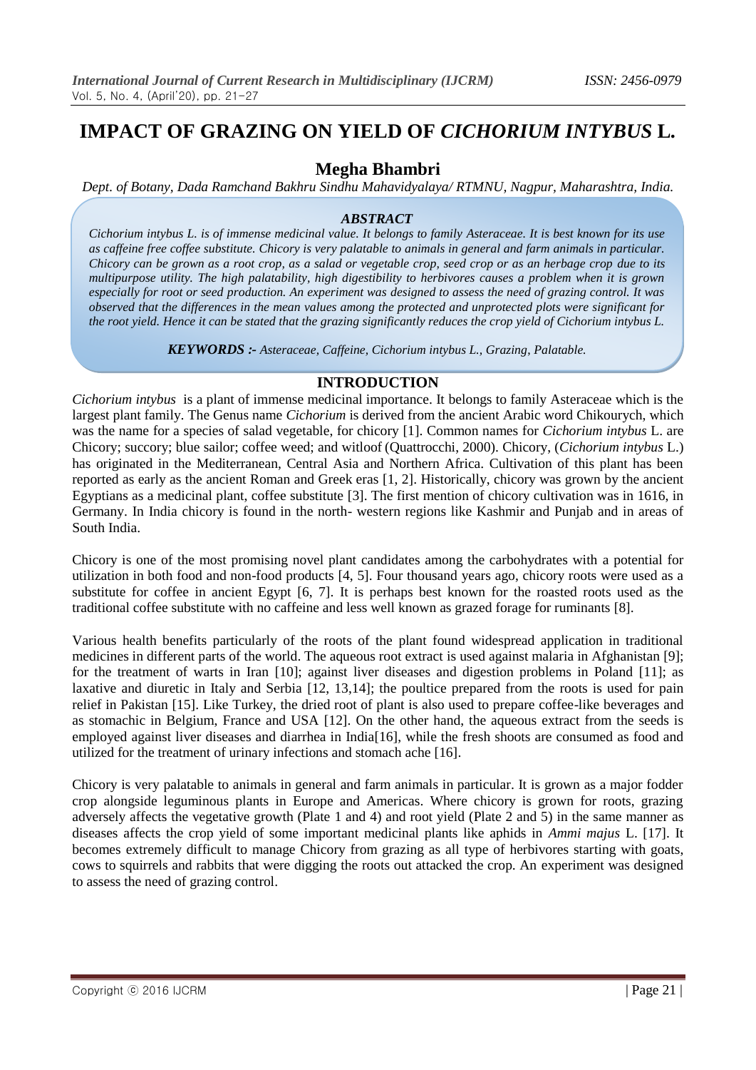# IMPACT OF GRAZING ON YIELD OF *CICHORIUM INTYBUS* L.

## Megha Bhambri

*Dept. of Botany, Dada Ramchand Bakhru Sindhu Mahavidyalaya/ RTMNU, Nagpur, Maharashtra, India.*

### *ABSTRACT*

*Cichorium intybus L. is of immense medicinal value. It belongs to family Asteraceae. It is best known for its use as caffeine free coffee substitute. Chicory is very palatable to animals in general and farm animals in particular. Chicory can be grown as a root crop, as a salad or vegetable crop, seed crop or as an herbage crop due to its multipurpose utility. The high palatability, high digestibility to herbivores causes a problem when it is grown especially for root or seed production. An experiment was designed to assess the need of grazing control. It was observed that the differences in the mean values among the protected and unprotected plots were significant for the root yield. Hence it can be stated that the grazing significantly reduces the crop yield of Cichorium intybus L.*

***KEYWORDS :-*** *Asteraceae, Caffeine, Cichorium intybus L., Grazing, Palatable.*

## INTRODUCTION

*Cichorium intybus* is a plant of immense medicinal importance. It belongs to family Asteraceae which is the largest plant family. The Genus name *Cichorium* is derived from the ancient Arabic word Chikourych, which was the name for a species of salad vegetable, for chicory [1]. Common names for *Cichorium intybus* L. are Chicory; succory; blue sailor; coffee weed; and witloof (Quattrocchi, 2000). Chicory, (*Cichorium intybus* L.) has originated in the Mediterranean, Central Asia and Northern Africa. Cultivation of this plant has been reported as early as the ancient Roman and Greek eras [1, 2]. Historically, chicory was grown by the ancient Egyptians as a medicinal plant, coffee substitute [3]. The first mention of chicory cultivation was in 1616, in Germany. In India chicory is found in the north- western regions like Kashmir and Punjab and in areas of South India.

Chicory is one of the most promising novel plant candidates among the carbohydrates with a potential for utilization in both food and non-food products [4, 5]. Four thousand years ago, chicory roots were used as a substitute for coffee in ancient Egypt [6, 7]. It is perhaps best known for the roasted roots used as the traditional coffee substitute with no caffeine and less well known as grazed forage for ruminants [8].

Various health benefits particularly of the roots of the plant found widespread application in traditional medicines in different parts of the world. The aqueous root extract is used against malaria in Afghanistan [9]; for the treatment of warts in Iran [10]; against liver diseases and digestion problems in Poland [11]; as laxative and diuretic in Italy and Serbia [12, 13,14]; the poultice prepared from the roots is used for pain relief in Pakistan [15]. Like Turkey, the dried root of plant is also used to prepare coffee-like beverages and as stomachic in Belgium, France and USA [12]. On the other hand, the aqueous extract from the seeds is employed against liver diseases and diarrhea in India[16], while the fresh shoots are consumed as food and utilized for the treatment of urinary infections and stomach ache [16].

Chicory is very palatable to animals in general and farm animals in particular. It is grown as a major fodder crop alongside leguminous plants in Europe and Americas. Where chicory is grown for roots, grazing adversely affects the vegetative growth (Plate 1 and 4) and root yield (Plate 2 and 5) in the same manner as diseases affects the crop yield of some important medicinal plants like aphids in *Ammi majus* L. [17]. It becomes extremely difficult to manage Chicory from grazing as all type of herbivores starting with goats, cows to squirrels and rabbits that were digging the roots out attacked the crop. An experiment was designed to assess the need of grazing control.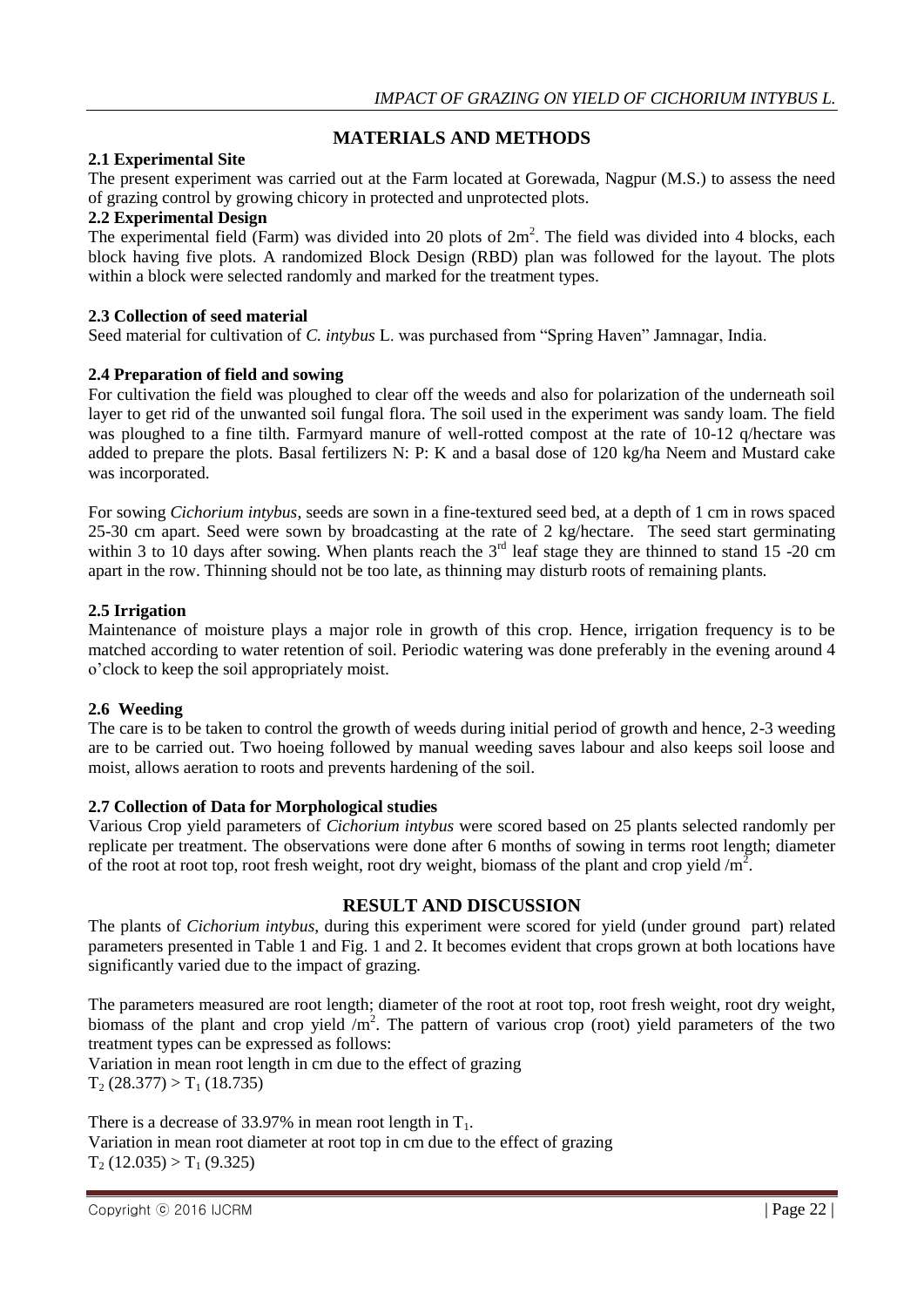## MATERIALS AND METHODS

### 2.1 Experimental Site

The present experiment was carried out at the Farm located at Gorewada, Nagpur (M.S.) to assess the need of grazing control by growing chicory in protected and unprotected plots.

### 2.2 Experimental Design

The experimental field (Farm) was divided into 20 plots of $2m^2$. The field was divided into 4 blocks, each block having five plots. A randomized Block Design (RBD) plan was followed for the layout. The plots within a block were selected randomly and marked for the treatment types.

### 2.3 Collection of seed material

Seed material for cultivation of *C. intybus* L. was purchased from "Spring Haven" Jamnagar, India.

### 2.4 Preparation of field and sowing

For cultivation the field was ploughed to clear off the weeds and also for polarization of the underneath soil layer to get rid of the unwanted soil fungal flora. The soil used in the experiment was sandy loam. The field was ploughed to a fine tilth. Farmyard manure of well-rotted compost at the rate of 10-12 q/hectare was added to prepare the plots. Basal fertilizers N: P: K and a basal dose of 120 kg/ha Neem and Mustard cake was incorporated.

For sowing *Cichorium intybus*, seeds are sown in a fine-textured seed bed, at a depth of 1 cm in rows spaced 25-30 cm apart. Seed were sown by broadcasting at the rate of 2 kg/hectare. The seed start germinating within 3 to 10 days after sowing. When plants reach the 3rd leaf stage they are thinned to stand 15 -20 cm apart in the row. Thinning should not be too late, as thinning may disturb roots of remaining plants.

### 2.5 Irrigation

Maintenance of moisture plays a major role in growth of this crop. Hence, irrigation frequency is to be matched according to water retention of soil. Periodic watering was done preferably in the evening around 4 o'clock to keep the soil appropriately moist.

### 2.6 Weeding

The care is to be taken to control the growth of weeds during initial period of growth and hence, 2-3 weeding are to be carried out. Two hoeing followed by manual weeding saves labour and also keeps soil loose and moist, allows aeration to roots and prevents hardening of the soil.

### 2.7 Collection of Data for Morphological studies

Various Crop yield parameters of *Cichorium intybus* were scored based on 25 plants selected randomly per replicate per treatment. The observations were done after 6 months of sowing in terms root length; diameter of the root at root top, root fresh weight, root dry weight, biomass of the plant and crop yield /$m^2$.

## RESULT AND DISCUSSION

The plants of *Cichorium intybus*, during this experiment were scored for yield (under ground part) related parameters presented in Table 1 and Fig. 1 and 2. It becomes evident that crops grown at both locations have significantly varied due to the impact of grazing.

The parameters measured are root length; diameter of the root at root top, root fresh weight, root dry weight, biomass of the plant and crop yield /$m^2$. The pattern of various crop (root) yield parameters of the two treatment types can be expressed as follows:

Variation in mean root length in cm due to the effect of grazing

$T_2$ (28.377) > $T_1$ (18.735)

There is a decrease of 33.97% in mean root length in $T_1$.

Variation in mean root diameter at root top in cm due to the effect of grazing

$T_2$ (12.035) > $T_1$ (9.325)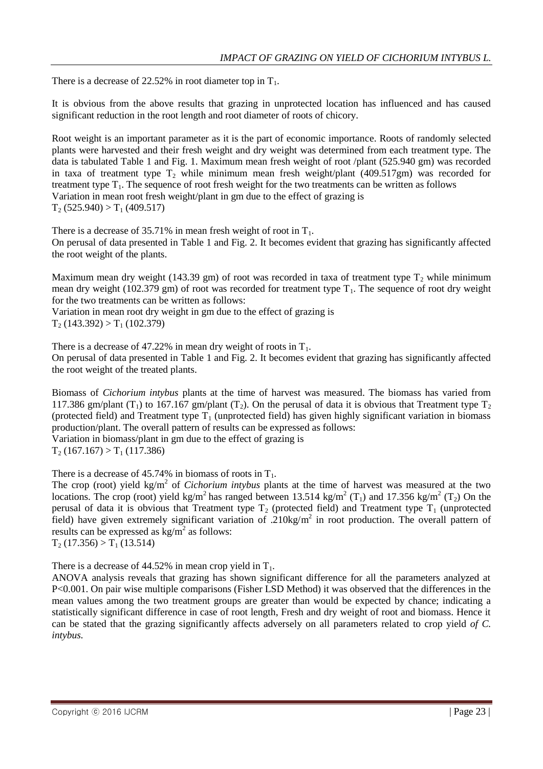There is a decrease of 22.52% in root diameter top in $T_1$.

It is obvious from the above results that grazing in unprotected location has influenced and has caused significant reduction in the root length and root diameter of roots of chicory.

Root weight is an important parameter as it is the part of economic importance. Roots of randomly selected plants were harvested and their fresh weight and dry weight was determined from each treatment type. The data is tabulated Table 1 and Fig. 1. Maximum mean fresh weight of root /plant (525.940 gm) was recorded in taxa of treatment type $T_2$ while minimum mean fresh weight/plant (409.517gm) was recorded for treatment type $T_1$. The sequence of root fresh weight for the two treatments can be written as follows
Variation in mean root fresh weight/plant in gm due to the effect of grazing is
$T_2$ (525.940) > $T_1$ (409.517)

There is a decrease of 35.71% in mean fresh weight of root in $T_1$.
On perusal of data presented in Table 1 and Fig. 2. It becomes evident that grazing has significantly affected the root weight of the plants.

Maximum mean dry weight (143.39 gm) of root was recorded in taxa of treatment type $T_2$ while minimum mean dry weight (102.379 gm) of root was recorded for treatment type $T_1$. The sequence of root dry weight for the two treatments can be written as follows:
Variation in mean root dry weight in gm due to the effect of grazing is
$T_2$ (143.392) > $T_1$ (102.379)

There is a decrease of 47.22% in mean dry weight of roots in $T_1$.
On perusal of data presented in Table 1 and Fig. 2. It becomes evident that grazing has significantly affected the root weight of the treated plants.

Biomass of *Cichorium intybus* plants at the time of harvest was measured. The biomass has varied from 117.386 gm/plant ($T_1$) to 167.167 gm/plant ($T_2$). On the perusal of data it is obvious that Treatment type $T_2$ (protected field) and Treatment type $T_1$ (unprotected field) has given highly significant variation in biomass production/plant. The overall pattern of results can be expressed as follows:
Variation in biomass/plant in gm due to the effect of grazing is
$T_2$ (167.167) > $T_1$ (117.386)

There is a decrease of 45.74% in biomass of roots in $T_1$.
The crop (root) yield kg/m$^2$ of *Cichorium intybus* plants at the time of harvest was measured at the two locations. The crop (root) yield kg/m$^2$ has ranged between 13.514 kg/m$^2$ ($T_1$) and 17.356 kg/m$^2$ ($T_2$) On the perusal of data it is obvious that Treatment type $T_2$ (protected field) and Treatment type $T_1$ (unprotected field) have given extremely significant variation of .210kg/m$^2$ in root production. The overall pattern of results can be expressed as kg/m$^2$ as follows:
$T_2$ (17.356) > $T_1$ (13.514)

There is a decrease of 44.52% in mean crop yield in $T_1$.
ANOVA analysis reveals that grazing has shown significant difference for all the parameters analyzed at $P<0.001$. On pair wise multiple comparisons (Fisher LSD Method) it was observed that the differences in the mean values among the two treatment groups are greater than would be expected by chance; indicating a statistically significant difference in case of root length, Fresh and dry weight of root and biomass. Hence it can be stated that the grazing significantly affects adversely on all parameters related to crop yield *of C. intybus.*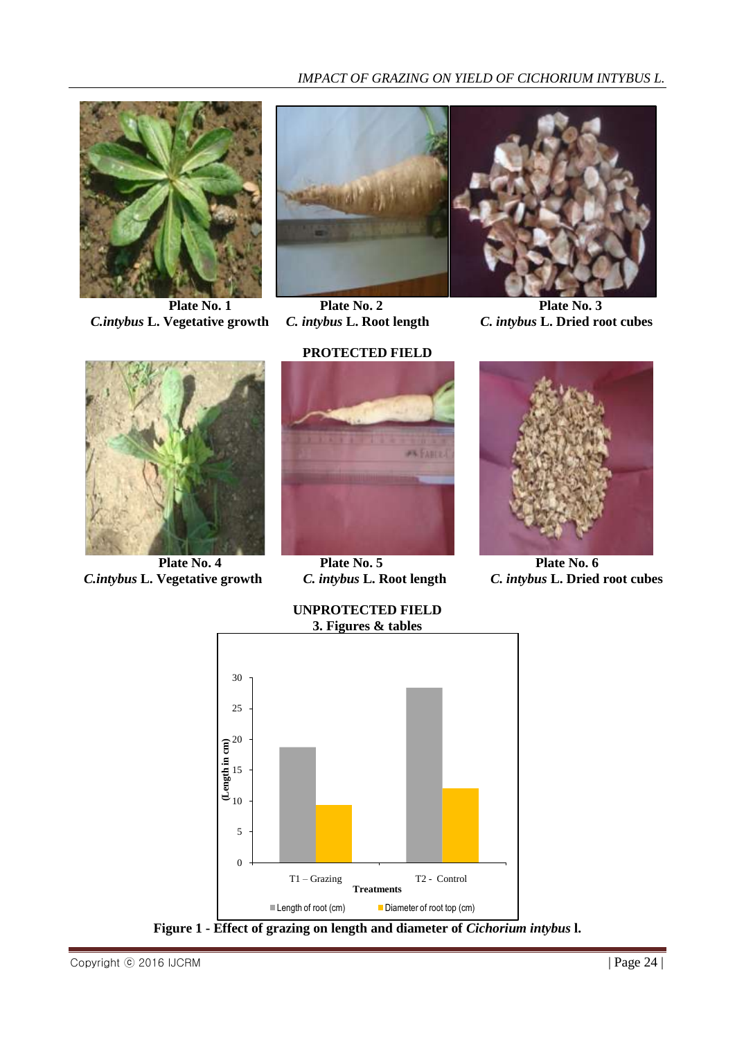Plate No. 1
*C.intybus* L. Vegetative growth

Plate No. 2
*C. intybus* L. Root length

Plate No. 3
*C. intybus* L. Dried root cubes

**PROTECTED FIELD**

Plate No. 4
*C.intybus* L. Vegetative growth

Plate No. 5
*C. intybus* L. Root length

Plate No. 6
*C. intybus* L. Dried root cubes

**UNPROTECTED FIELD**

## 3. Figures & tables

**Figure 1 - Effect of grazing on length and diameter of *Cichorium intybus* l.**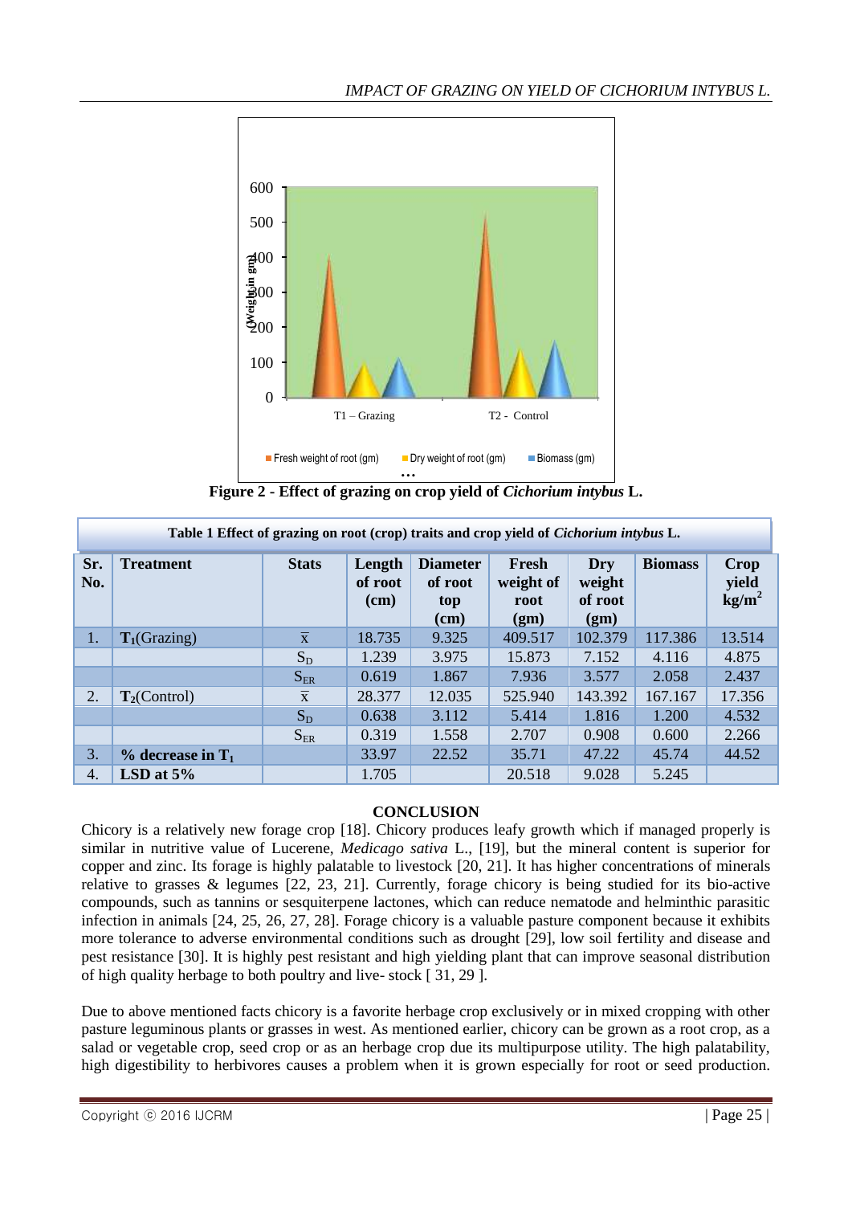Figure 2 - Effect of grazing on crop yield of *Cichorium intybus* L.

**Table 1 Effect of grazing on root (crop) traits and crop yield of *Cichorium intybus* L.**

| Sr. No. | Treatment | Stats | Length of root (cm) | Diameter of root top (cm) | Fresh weight of root (gm) | Dry weight of root (gm) | Biomass | Crop yield $kg/m^2$ |
|---|---|---|---|---|---|---|---|---|
| 1. | $T_1$(Grazing) | $\bar{x}$ | 18.735 | 9.325 | 409.517 | 102.379 | 117.386 | 13.514 |
| | | $S_D$ | 1.239 | 3.975 | 15.873 | 7.152 | 4.116 | 4.875 |
| | | $S_{ER}$ | 0.619 | 1.867 | 7.936 | 3.577 | 2.058 | 2.437 |
| 2. | $T_2$(Control) | $\bar{x}$ | 28.377 | 12.035 | 525.940 | 143.392 | 167.167 | 17.356 |
| | | $S_D$ | 0.638 | 3.112 | 5.414 | 1.816 | 1.200 | 4.532 |
| | | $S_{ER}$ | 0.319 | 1.558 | 2.707 | 0.908 | 0.600 | 2.266 |
| 3. | % decrease in $T_1$ | | 33.97 | 22.52 | 35.71 | 47.22 | 45.74 | 44.52 |
| 4. | LSD at 5% | | 1.705 | | 20.518 | 9.028 | 5.245 | |

## CONCLUSION

Chicory is a relatively new forage crop [18]. Chicory produces leafy growth which if managed properly is similar in nutritive value of Lucerene, *Medicago sativa* L., [19], but the mineral content is superior for copper and zinc. Its forage is highly palatable to livestock [20, 21]. It has higher concentrations of minerals relative to grasses & legumes [22, 23, 21]. Currently, forage chicory is being studied for its bio-active compounds, such as tannins or sesquiterpene lactones, which can reduce nematode and helminthic parasitic infection in animals [24, 25, 26, 27, 28]. Forage chicory is a valuable pasture component because it exhibits more tolerance to adverse environmental conditions such as drought [29], low soil fertility and disease and pest resistance [30]. It is highly pest resistant and high yielding plant that can improve seasonal distribution of high quality herbage to both poultry and live- stock [ 31, 29 ].

Due to above mentioned facts chicory is a favorite herbage crop exclusively or in mixed cropping with other pasture leguminous plants or grasses in west. As mentioned earlier, chicory can be grown as a root crop, as a salad or vegetable crop, seed crop or as an herbage crop due its multipurpose utility. The high palatability, high digestibility to herbivores causes a problem when it is grown especially for root or seed production.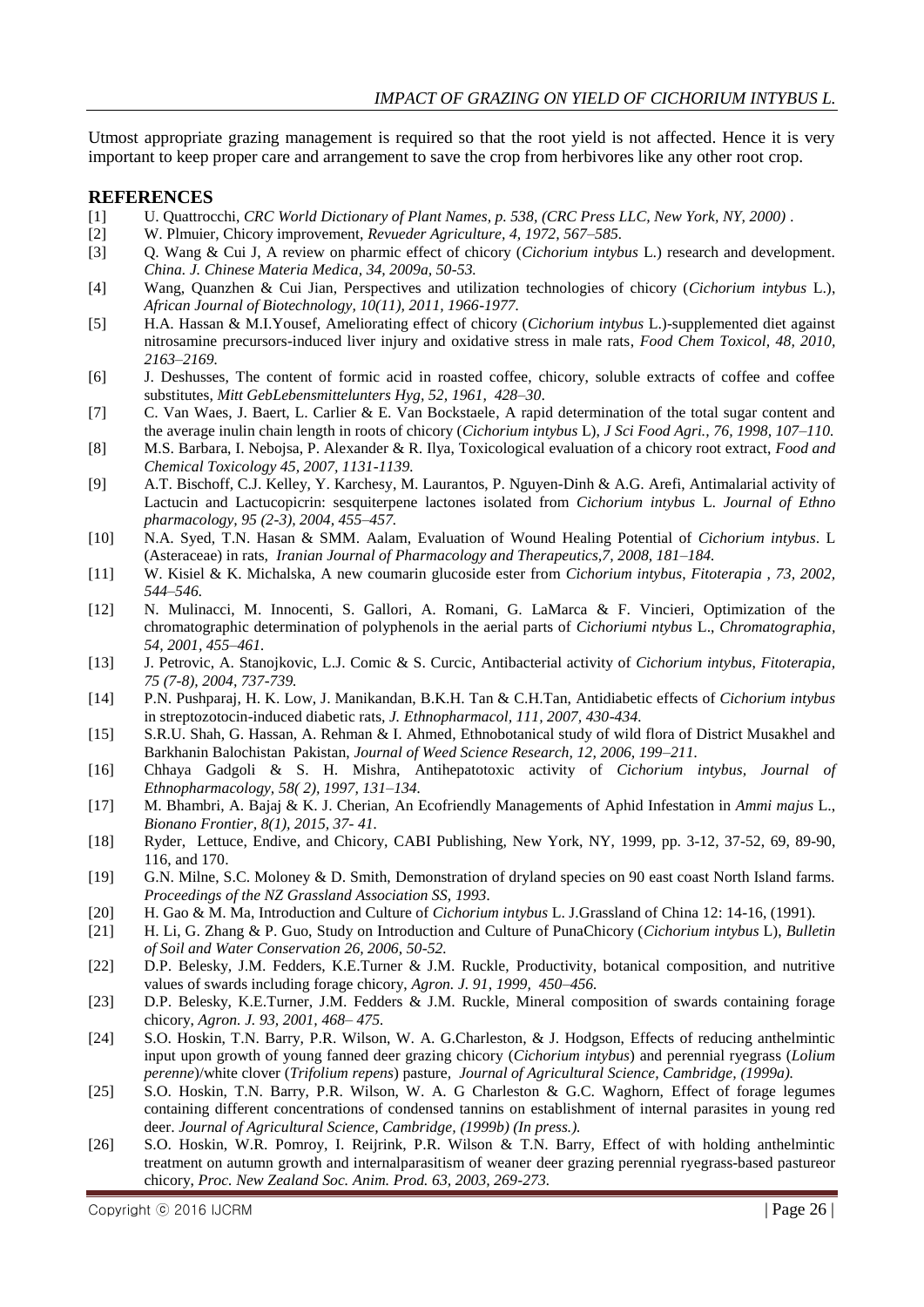Utmost appropriate grazing management is required so that the root yield is not affected. Hence it is very important to keep proper care and arrangement to save the crop from herbivores like any other root crop.

## REFERENCES

[1] U. Quattrocchi, *CRC World Dictionary of Plant Names, p. 538, (CRC Press LLC, New York, NY, 2000)* .

[2] W. Plmuier, Chicory improvement, *Revueder Agriculture, 4, 1972, 567–585.*

[3] Q. Wang & Cui J, A review on pharmic effect of chicory (*Cichorium intybus* L.) research and development. *China. J. Chinese Materia Medica, 34, 2009a, 50-53.*

[4] Wang, Quanzhen & Cui Jian, Perspectives and utilization technologies of chicory (*Cichorium intybus* L.), *African Journal of Biotechnology, 10(11), 2011, 1966-1977.*

[5] H.A. Hassan & M.I.Yousef, Ameliorating effect of chicory (*Cichorium intybus* L.)-supplemented diet against nitrosamine precursors-induced liver injury and oxidative stress in male rats, *Food Chem Toxicol, 48, 2010, 2163–2169.*

[6] J. Deshusses, The content of formic acid in roasted coffee, chicory, soluble extracts of coffee and coffee substitutes, *Mitt GebLebensmittelunters Hyg, 52, 1961, 428–30.*

[7] C. Van Waes, J. Baert, L. Carlier & E. Van Bockstaele, A rapid determination of the total sugar content and the average inulin chain length in roots of chicory (*Cichorium intybus* L), *J Sci Food Agri., 76, 1998, 107–110.*

[8] M.S. Barbara, I. Nebojsa, P. Alexander & R. Ilya, Toxicological evaluation of a chicory root extract, *Food and Chemical Toxicology 45, 2007, 1131-1139.*

[9] A.T. Bischoff, C.J. Kelley, Y. Karchesy, M. Laurantos, P. Nguyen-Dinh & A.G. Arefi, Antimalarial activity of Lactucin and Lactucopicrin: sesquiterpene lactones isolated from *Cichorium intybus* L. *Journal of Ethno pharmacology, 95 (2-3), 2004, 455–457.*

[10] N.A. Syed, T.N. Hasan & SMM. Aalam, Evaluation of Wound Healing Potential of *Cichorium intybus*. L (Asteraceae) in rats, *Iranian Journal of Pharmacology and Therapeutics,7, 2008, 181–184.*

[11] W. Kisiel & K. Michalska, A new coumarin glucoside ester from *Cichorium intybus*, *Fitoterapia , 73, 2002, 544–546.*

[12] N. Mulinacci, M. Innocenti, S. Gallori, A. Romani, G. LaMarca & F. Vincieri, Optimization of the chromatographic determination of polyphenols in the aerial parts of *Cichoriumi ntybus* L., *Chromatographia, 54, 2001, 455–461.*

[13] J. Petrovic, A. Stanojkovic, L.J. Comic & S. Curcic, Antibacterial activity of *Cichorium intybus*, *Fitoterapia, 75 (7-8), 2004, 737-739.*

[14] P.N. Pushparaj, H. K. Low, J. Manikandan, B.K.H. Tan & C.H.Tan, Antidiabetic effects of *Cichorium intybus* in streptozotocin-induced diabetic rats, *J. Ethnopharmacol, 111, 2007, 430-434.*

[15] S.R.U. Shah, G. Hassan, A. Rehman & I. Ahmed, Ethnobotanical study of wild flora of District Musakhel and Barkhanin Balochistan Pakistan, *Journal of Weed Science Research, 12, 2006, 199–211.*

[16] Chhaya Gadgoli & S. H. Mishra, Antihepatotoxic activity of *Cichorium intybus, Journal of Ethnopharmacology, 58( 2), 1997, 131–134.*

[17] M. Bhambri, A. Bajaj & K. J. Cherian, An Ecofriendly Managements of Aphid Infestation in *Ammi majus* L., *Bionano Frontier, 8(1), 2015, 37- 41.*

[18] Ryder, Lettuce, Endive, and Chicory, CABI Publishing, New York, NY, 1999, pp. 3-12, 37-52, 69, 89-90, 116, and 170.

[19] G.N. Milne, S.C. Moloney & D. Smith, Demonstration of dryland species on 90 east coast North Island farms. *Proceedings of the NZ Grassland Association SS, 1993.*

[20] H. Gao & M. Ma, Introduction and Culture of *Cichorium intybus* L. J.Grassland of China 12: 14-16, (1991).

[21] H. Li, G. Zhang & P. Guo, Study on Introduction and Culture of PunaChicory (*Cichorium intybus* L), *Bulletin of Soil and Water Conservation 26, 2006, 50-52.*

[22] D.P. Belesky, J.M. Fedders, K.E.Turner & J.M. Ruckle, Productivity, botanical composition, and nutritive values of swards including forage chicory, *Agron. J. 91, 1999, 450–456.*

[23] D.P. Belesky, K.E.Turner, J.M. Fedders & J.M. Ruckle, Mineral composition of swards containing forage chicory, *Agron. J. 93, 2001, 468– 475.*

[24] S.O. Hoskin, T.N. Barry, P.R. Wilson, W. A. G.Charleston, & J. Hodgson, Effects of reducing anthelmintic input upon growth of young fanned deer grazing chicory (*Cichorium intybus*) and perennial ryegrass (*Lolium perenne*)/white clover (*Trifolium repens*) pasture, *Journal of Agricultural Science, Cambridge, (1999a).*

[25] S.O. Hoskin, T.N. Barry, P.R. Wilson, W. A. G Charleston & G.C. Waghorn, Effect of forage legumes containing different concentrations of condensed tannins on establishment of internal parasites in young red deer. *Journal of Agricultural Science, Cambridge, (1999b) (In press.).*

[26] S.O. Hoskin, W.R. Pomroy, I. Reijrink, P.R. Wilson & T.N. Barry, Effect of with holding anthelmintic treatment on autumn growth and internalparasitism of weaner deer grazing perennial ryegrass-based pastureor chicory, *Proc. New Zealand Soc. Anim. Prod. 63, 2003, 269-273.*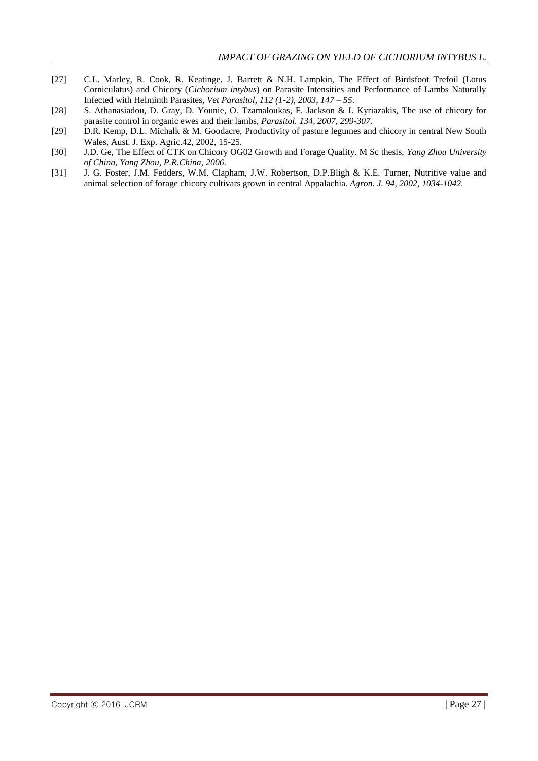[27] C.L. Marley, R. Cook, R. Keatinge, J. Barrett & N.H. Lampkin, The Effect of Birdsfoot Trefoil (Lotus Corniculatus) and Chicory (*Cichorium intybus*) on Parasite Intensities and Performance of Lambs Naturally Infected with Helminth Parasites, *Vet Parasitol, 112 (1-2), 2003, 147 – 55*.

[28] S. Athanasiadou, D. Gray, D. Younie, O. Tzamaloukas, F. Jackson & I. Kyriazakis, The use of chicory for parasite control in organic ewes and their lambs, *Parasitol. 134, 2007, 299-307.*

[29] D.R. Kemp, D.L. Michalk & M. Goodacre, Productivity of pasture legumes and chicory in central New South Wales, Aust. J. Exp. Agric.42, 2002, 15-25.

[30] J.D. Ge, The Effect of CTK on Chicory OG02 Growth and Forage Quality. M Sc thesis, *Yang Zhou University of China, Yang Zhou, P.R.China, 2006*.

[31] J. G. Foster, J.M. Fedders, W.M. Clapham, J.W. Robertson, D.P.Bligh & K.E. Turner, Nutritive value and animal selection of forage chicory cultivars grown in central Appalachia. *Agron. J. 94, 2002, 1034-1042.*